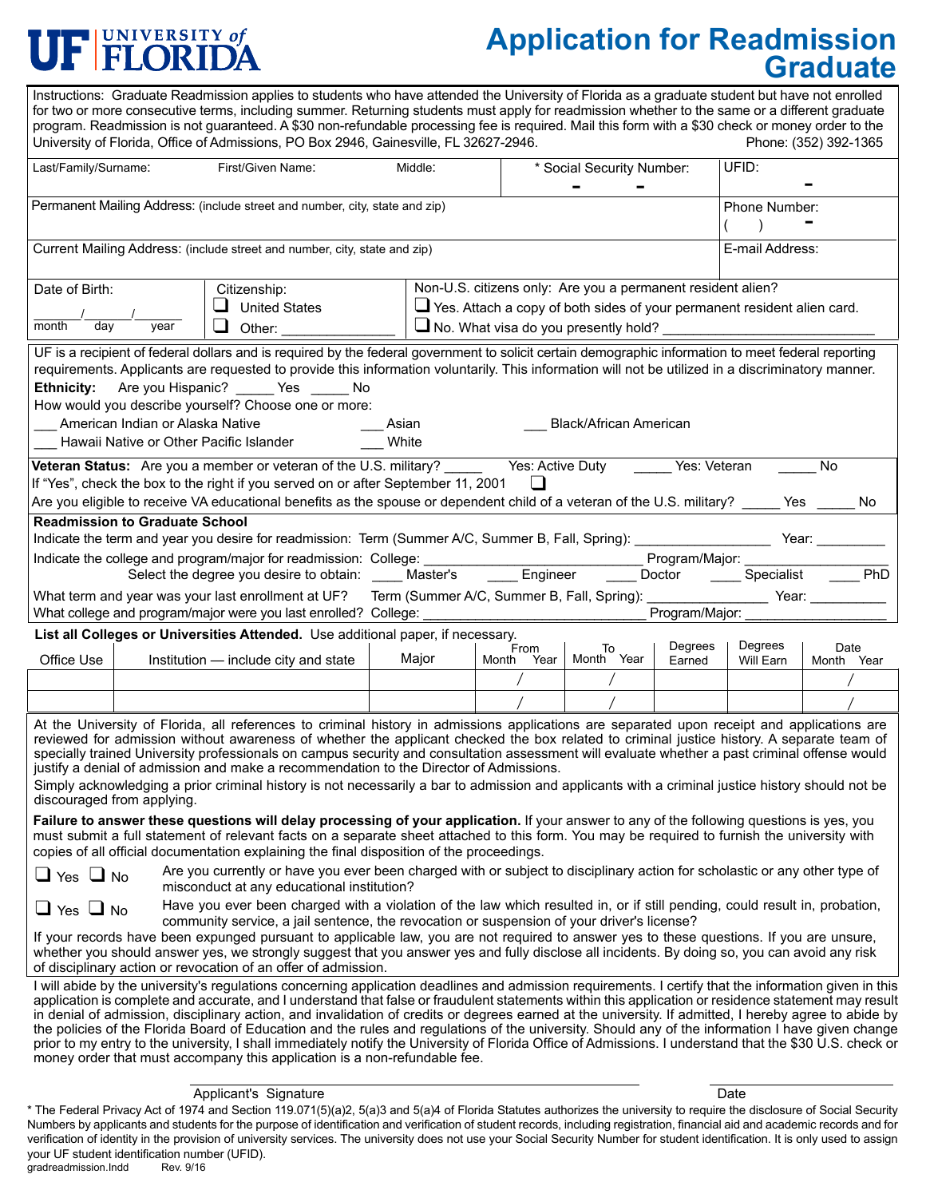# UF | UNIVERSITY of FLORIDA

# Application for Readmission Graduate

Instructions: Graduate Readmission applies to students who have attended the University of Florida as a graduate student but have not enrolled for two or more consecutive terms, including summer. Returning students must apply for readmission whether to the same or a different graduate program. Readmission is not guaranteed. A $30 non-refundable processing fee is required. Mail this form with a $30 check or money order to the University of Florida, Office of Admissions, PO Box 2946, Gainesville, FL 32627-2946. Phone: (352) 392-1365

| Last/Family/Surname: | First/Given Name: | Middle: | * Social Security Number: - - | UFID: - |
|---|---|---|---|---|

| Permanent Mailing Address: (include street and number, city, state and zip) | Phone Number: ( ) - |
|---|---|
| Current Mailing Address: (include street and number, city, state and zip) | E-mail Address: |

| Date of Birth: \_\_\_/\_\_\_/\_\_\_ month day year | Citizenship: ❑ United States ❑ Other: \_\_\_\_\_\_\_\_\_\_\_\_ | Non-U.S. citizens only: Are you a permanent resident alien? ❑ Yes. Attach a copy of both sides of your permanent resident alien card. ❑ No. What visa do you presently hold? \_\_\_\_\_\_\_\_\_\_\_\_ |
|---|---|---|

UF is a recipient of federal dollars and is required by the federal government to solicit certain demographic information to meet federal reporting requirements. Applicants are requested to provide this information voluntarily. This information will not be utilized in a discriminatory manner.

**Ethnicity:** Are you Hispanic? \_\_\_\_\_ Yes \_\_\_\_\_ No

How would you describe yourself? Choose one or more:

\_\_\_ American Indian or Alaska Native \_\_\_ Asian \_\_\_ Black/African American

\_\_\_ Hawaii Native or Other Pacific Islander \_\_\_ White

**Veteran Status:** Are you a member or veteran of the U.S. military? \_\_\_\_\_ Yes: Active Duty \_\_\_\_\_ Yes: Veteran \_\_\_\_\_ No

If "Yes", check the box to the right if you served on or after September 11, 2001 ❑

Are you eligible to receive VA educational benefits as the spouse or dependent child of a veteran of the U.S. military? \_\_\_\_\_ Yes \_\_\_\_\_ No

**Readmission to Graduate School**

Indicate the term and year you desire for readmission: Term (Summer A/C, Summer B, Fall, Spring): \_\_\_\_\_\_\_\_\_\_\_\_ Year: \_\_\_\_\_\_\_\_

Indicate the college and program/major for readmission: College: \_\_\_\_\_\_\_\_\_\_\_\_\_\_\_\_\_\_\_\_ Program/Major: \_\_\_\_\_\_\_\_\_\_\_\_\_\_

Select the degree you desire to obtain: \_\_\_\_ Master's \_\_\_\_ Engineer \_\_\_\_ Doctor \_\_\_\_ Specialist \_\_\_\_ PhD

What term and year was your last enrollment at UF? Term (Summer A/C, Summer B, Fall, Spring): \_\_\_\_\_\_\_\_\_\_\_\_ Year: \_\_\_\_\_\_\_\_

What college and program/major were you last enrolled? College: \_\_\_\_\_\_\_\_\_\_\_\_\_\_\_\_\_\_\_\_ Program/Major: \_\_\_\_\_\_\_\_\_\_\_\_\_\_

**List all Colleges or Universities Attended.** Use additional paper, if necessary.

| Office Use | Institution — include city and state | Major | From Month Year | To Month Year | Degrees Earned | Degrees Will Earn | Date Month Year |
|---|---|---|---|---|---|---|---|
| | | | / | / | | | / |
| | | | / | / | | | / |

At the University of Florida, all references to criminal history in admissions applications are separated upon receipt and applications are reviewed for admission without awareness of whether the applicant checked the box related to criminal justice history. A separate team of specially trained University professionals on campus security and consultation assessment will evaluate whether a past criminal offense would justify a denial of admission and make a recommendation to the Director of Admissions.

Simply acknowledging a prior criminal history is not necessarily a bar to admission and applicants with a criminal justice history should not be discouraged from applying.

**Failure to answer these questions will delay processing of your application.** If your answer to any of the following questions is yes, you must submit a full statement of relevant facts on a separate sheet attached to this form. You may be required to furnish the university with copies of all official documentation explaining the final disposition of the proceedings.

❑ Yes ❑ No Are you currently or have you ever been charged with or subject to disciplinary action for scholastic or any other type of misconduct at any educational institution?

❑ Yes ❑ No Have you ever been charged with a violation of the law which resulted in, or if still pending, could result in, probation, community service, a jail sentence, the revocation or suspension of your driver's license?

If your records have been expunged pursuant to applicable law, you are not required to answer yes to these questions. If you are unsure, whether you should answer yes, we strongly suggest that you answer yes and fully disclose all incidents. By doing so, you can avoid any risk of disciplinary action or revocation of an offer of admission.

I will abide by the university's regulations concerning application deadlines and admission requirements. I certify that the information given in this application is complete and accurate, and I understand that false or fraudulent statements within this application or residence statement may result in denial of admission, disciplinary action, and invalidation of credits or degrees earned at the university. If admitted, I hereby agree to abide by the policies of the Florida Board of Education and the rules and regulations of the university. Should any of the information I have given change prior to my entry to the university, I shall immediately notify the University of Florida Office of Admissions. I understand that the $30 U.S. check or money order that must accompany this application is a non-refundable fee.

\_\_\_\_\_\_\_\_\_\_\_\_\_\_\_\_\_\_\_\_\_\_\_\_\_\_\_\_ \_\_\_\_\_\_\_\_\_\_\_\_

Applicant's Signature Date

\* The Federal Privacy Act of 1974 and Section 119.071(5)(a)2, 5(a)3 and 5(a)4 of Florida Statutes authorizes the university to require the disclosure of Social Security Numbers by applicants and students for the purpose of identification and verification of student records, including registration, financial aid and academic records and for verification of identity in the provision of university services. The university does not use your Social Security Number for student identification. It is only used to assign your UF student identification number (UFID).

gradreadmission.Indd Rev. 9/16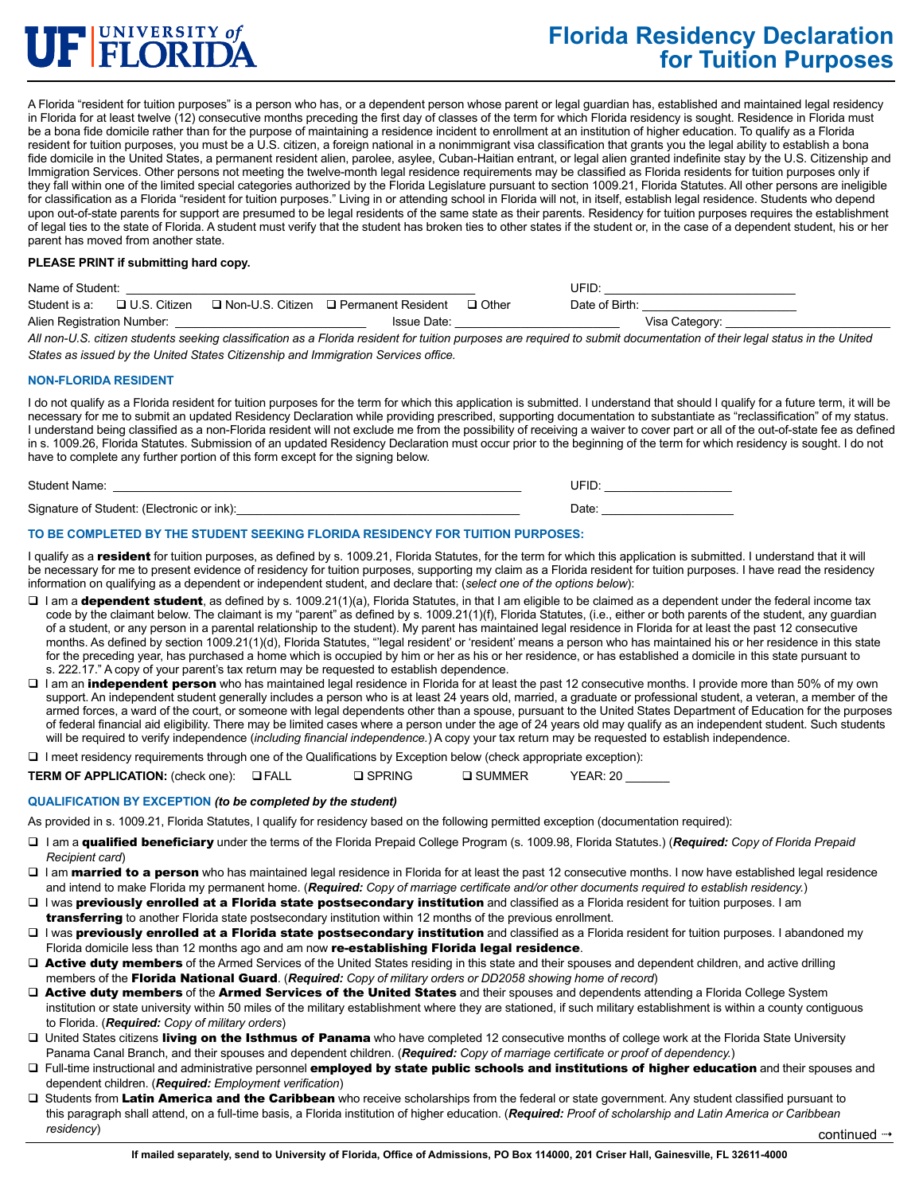# UF UNIVERSITY of FLORIDA

# Florida Residency Declaration for Tuition Purposes

A Florida "resident for tuition purposes" is a person who has, or a dependent person whose parent or legal guardian has, established and maintained legal residency in Florida for at least twelve (12) consecutive months preceding the first day of classes of the term for which Florida residency is sought. Residence in Florida must be a bona fide domicile rather than for the purpose of maintaining a residence incident to enrollment at an institution of higher education. To qualify as a Florida resident for tuition purposes, you must be a U.S. citizen, a foreign national in a nonimmigrant visa classification that grants you the legal ability to establish a bona fide domicile in the United States, a permanent resident alien, parolee, asylee, Cuban-Haitian entrant, or legal alien granted indefinite stay by the U.S. Citizenship and Immigration Services. Other persons not meeting the twelve-month legal residence requirements may be classified as Florida residents for tuition purposes only if they fall within one of the limited special categories authorized by the Florida Legislature pursuant to section 1009.21, Florida Statutes. All other persons are ineligible for classification as a Florida "resident for tuition purposes." Living in or attending school in Florida will not, in itself, establish legal residence. Students who depend upon out-of-state parents for support are presumed to be legal residents of the same state as their parents. Residency for tuition purposes requires the establishment of legal ties to the state of Florida. A student must verify that the student has broken ties to other states if the student or, in the case of a dependent student, his or her parent has moved from another state.

**PLEASE PRINT if submitting hard copy.**

Name of Student: ________________________________ UFID: ____________________

Student is a: ☐ U.S. Citizen ☐ Non-U.S. Citizen ☐ Permanent Resident ☐ Other Date of Birth: ____________________

Alien Registration Number: ____________________ Issue Date: ____________________ Visa Category: ____________________

*All non-U.S. citizen students seeking classification as a Florida resident for tuition purposes are required to submit documentation of their legal status in the United States as issued by the United States Citizenship and Immigration Services office.*

### NON-FLORIDA RESIDENT

I do not qualify as a Florida resident for tuition purposes for the term for which this application is submitted. I understand that should I qualify for a future term, it will be necessary for me to submit an updated Residency Declaration while providing prescribed, supporting documentation to substantiate as "reclassification" of my status. I understand being classified as a non-Florida resident will not exclude me from the possibility of receiving a waiver to cover part or all of the out-of-state fee as defined in s. 1009.26, Florida Statutes. Submission of an updated Residency Declaration must occur prior to the beginning of the term for which residency is sought. I do not have to complete any further portion of this form except for the signing below.

Student Name: ________________________________ UFID: ____________________

Signature of Student: (Electronic or ink): ________________________________ Date: ____________________

### TO BE COMPLETED BY THE STUDENT SEEKING FLORIDA RESIDENCY FOR TUITION PURPOSES:

I qualify as a **resident** for tuition purposes, as defined by s. 1009.21, Florida Statutes, for the term for which this application is submitted. I understand that it will be necessary for me to present evidence of residency for tuition purposes, supporting my claim as a Florida resident for tuition purposes. I have read the residency information on qualifying as a dependent or independent student, and declare that: (*select one of the options below*):

- ☐ I am a **dependent student**, as defined by s. 1009.21(1)(a), Florida Statutes, in that I am eligible to be claimed as a dependent under the federal income tax code by the claimant below. The claimant is my "parent" as defined by s. 1009.21(1)(f), Florida Statutes, (i.e., either or both parents of the student, any guardian of a student, or any person in a parental relationship to the student). My parent has maintained legal residence in Florida for at least the past 12 consecutive months. As defined by section 1009.21(1)(d), Florida Statutes, "'legal resident' or 'resident' means a person who has maintained his or her residence in this state for the preceding year, has purchased a home which is occupied by him or her as his or her residence, or has established a domicile in this state pursuant to s. 222.17." A copy of your parent's tax return may be requested to establish dependence.
- ☐ I am an **independent person** who has maintained legal residence in Florida for at least the past 12 consecutive months. I provide more than 50% of my own support. An independent student generally includes a person who is at least 24 years old, married, a graduate or professional student, a veteran, a member of the armed forces, a ward of the court, or someone with legal dependents other than a spouse, pursuant to the United States Department of Education for the purposes of federal financial aid eligibility. There may be limited cases where a person under the age of 24 years old may qualify as an independent student. Such students will be required to verify independence (*including financial independence.*) A copy your tax return may be requested to establish independence.
- ☐ I meet residency requirements through one of the Qualifications by Exception below (check appropriate exception):

**TERM OF APPLICATION:** (check one): ☐ FALL ☐ SPRING ☐ SUMMER YEAR: 20 _______

### QUALIFICATION BY EXCEPTION *(to be completed by the student)*

As provided in s. 1009.21, Florida Statutes, I qualify for residency based on the following permitted exception (documentation required):

- ☐ I am a **qualified beneficiary** under the terms of the Florida Prepaid College Program (s. 1009.98, Florida Statutes.) (***Required:*** *Copy of Florida Prepaid Recipient card*)
- ☐ I am **married to a person** who has maintained legal residence in Florida for at least the past 12 consecutive months. I now have established legal residence and intend to make Florida my permanent home. (***Required:*** *Copy of marriage certificate and/or other documents required to establish residency.*)
- ☐ I was **previously enrolled at a Florida state postsecondary institution** and classified as a Florida resident for tuition purposes. I am **transferring** to another Florida state postsecondary institution within 12 months of the previous enrollment.
- ☐ I was **previously enrolled at a Florida state postsecondary institution** and classified as a Florida resident for tuition purposes. I abandoned my Florida domicile less than 12 months ago and am now **re-establishing Florida legal residence**.
- ☐ **Active duty members** of the Armed Services of the United States residing in this state and their spouses and dependent children, and active drilling members of the **Florida National Guard**. (***Required:*** *Copy of military orders or DD2058 showing home of record*)
- ☐ **Active duty members** of the **Armed Services of the United States** and their spouses and dependents attending a Florida College System institution or state university within 50 miles of the military establishment where they are stationed, if such military establishment is within a county contiguous to Florida. (***Required:*** *Copy of military orders*)
- ☐ United States citizens **living on the Isthmus of Panama** who have completed 12 consecutive months of college work at the Florida State University Panama Canal Branch, and their spouses and dependent children. (***Required:*** *Copy of marriage certificate or proof of dependency.*)
- ☐ Full-time instructional and administrative personnel **employed by state public schools and institutions of higher education** and their spouses and dependent children. (***Required:*** *Employment verification*)
- ☐ Students from **Latin America and the Caribbean** who receive scholarships from the federal or state government. Any student classified pursuant to this paragraph shall attend, on a full-time basis, a Florida institution of higher education. (***Required:*** *Proof of scholarship and Latin America or Caribbean residency*)

continued ⟶

**If mailed separately, send to University of Florida, Office of Admissions, PO Box 114000, 201 Criser Hall, Gainesville, FL 32611-4000**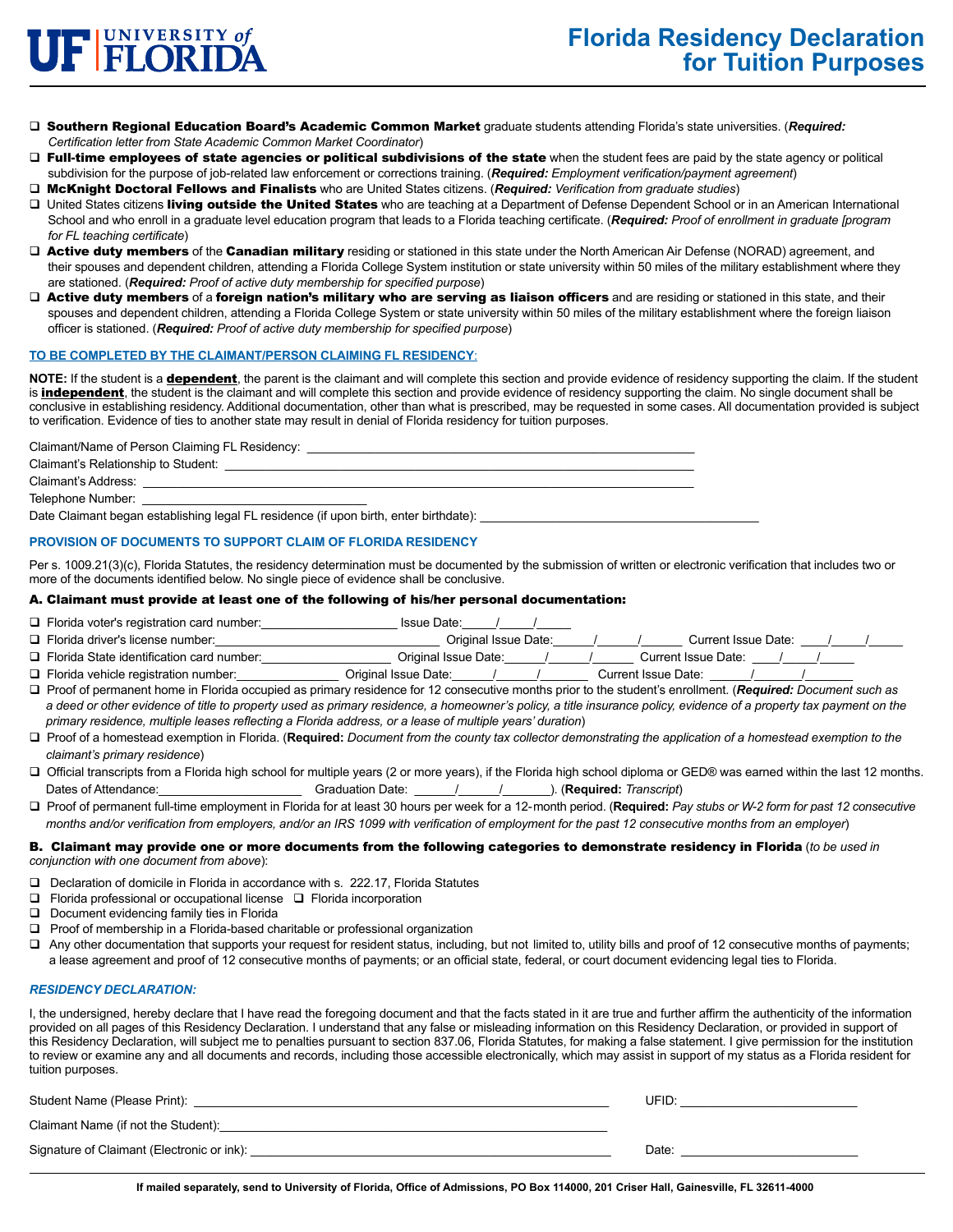# Florida Residency Declaration for Tuition Purposes

- ❑ **Southern Regional Education Board's Academic Common Market** graduate students attending Florida's state universities. (***Required:*** *Certification letter from State Academic Common Market Coordinator*)
- ❑ **Full-time employees of state agencies or political subdivisions of the state** when the student fees are paid by the state agency or political subdivision for the purpose of job-related law enforcement or corrections training. (***Required:*** *Employment verification/payment agreement*)
- ❑ **McKnight Doctoral Fellows and Finalists** who are United States citizens. (***Required:*** *Verification from graduate studies*)
- ❑ United States citizens **living outside the United States** who are teaching at a Department of Defense Dependent School or in an American International School and who enroll in a graduate level education program that leads to a Florida teaching certificate. (***Required:*** *Proof of enrollment in graduate [program for FL teaching certificate*)
- ❑ **Active duty members** of the **Canadian military** residing or stationed in this state under the North American Air Defense (NORAD) agreement, and their spouses and dependent children, attending a Florida College System institution or state university within 50 miles of the military establishment where they are stationed. (***Required:*** *Proof of active duty membership for specified purpose*)
- ❑ **Active duty members** of a **foreign nation's military who are serving as liaison officers** and are residing or stationed in this state, and their spouses and dependent children, attending a Florida College System or state university within 50 miles of the military establishment where the foreign liaison officer is stationed. (***Required:*** *Proof of active duty membership for specified purpose*)

## TO BE COMPLETED BY THE CLAIMANT/PERSON CLAIMING FL RESIDENCY:

**NOTE:** If the student is a **dependent**, the parent is the claimant and will complete this section and provide evidence of residency supporting the claim. If the student is **independent**, the student is the claimant and will complete this section and provide evidence of residency supporting the claim. No single document shall be conclusive in establishing residency. Additional documentation, other than what is prescribed, may be requested in some cases. All documentation provided is subject to verification. Evidence of ties to another state may result in denial of Florida residency for tuition purposes.

Claimant/Name of Person Claiming FL Residency: ______________________________

Claimant's Relationship to Student: ______________________________

Claimant's Address: ______________________________

Telephone Number: ____________________

Date Claimant began establishing legal FL residence (if upon birth, enter birthdate): ____________________

## PROVISION OF DOCUMENTS TO SUPPORT CLAIM OF FLORIDA RESIDENCY

Per s. 1009.21(3)(c), Florida Statutes, the residency determination must be documented by the submission of written or electronic verification that includes two or more of the documents identified below. No single piece of evidence shall be conclusive.

### A. Claimant must provide at least one of the following of his/her personal documentation:

- ❑ Florida voter's registration card number:____________ Issue Date:____/____/____
- ❑ Florida driver's license number:____________ Original Issue Date:____/____/____ Current Issue Date: ____/____/____
- ❑ Florida State identification card number:____________ Original Issue Date:____/____/____ Current Issue Date: ____/____/____
- ❑ Florida vehicle registration number:____________ Original Issue Date:____/____/____ Current Issue Date: ____/____/____
- ❑ Proof of permanent home in Florida occupied as primary residence for 12 consecutive months prior to the student's enrollment. (***Required:*** *Document such as a deed or other evidence of title to property used as primary residence, a homeowner's policy, a title insurance policy, evidence of a property tax payment on the primary residence, multiple leases reflecting a Florida address, or a lease of multiple years' duration*)
- ❑ Proof of a homestead exemption in Florida. (**Required:** *Document from the county tax collector demonstrating the application of a homestead exemption to the claimant's primary residence*)
- ❑ Official transcripts from a Florida high school for multiple years (2 or more years), if the Florida high school diploma or GED® was earned within the last 12 months. Dates of Attendance:____________ Graduation Date: ____/____/____). (**Required:** *Transcript*)
- ❑ Proof of permanent full-time employment in Florida for at least 30 hours per week for a 12-month period. (**Required:** *Pay stubs or W-2 form for past 12 consecutive months and/or verification from employers, and/or an IRS 1099 with verification of employment for the past 12 consecutive months from an employer*)

### B. Claimant may provide one or more documents from the following categories to demonstrate residency in Florida (*to be used in conjunction with one document from above*):

- ❑ Declaration of domicile in Florida in accordance with s. 222.17, Florida Statutes
- ❑ Florida professional or occupational license ❑ Florida incorporation
- ❑ Document evidencing family ties in Florida
- ❑ Proof of membership in a Florida-based charitable or professional organization
- ❑ Any other documentation that supports your request for resident status, including, but not limited to, utility bills and proof of 12 consecutive months of payments; a lease agreement and proof of 12 consecutive months of payments; or an official state, federal, or court document evidencing legal ties to Florida.

## *RESIDENCY DECLARATION:*

I, the undersigned, hereby declare that I have read the foregoing document and that the facts stated in it are true and further affirm the authenticity of the information provided on all pages of this Residency Declaration. I understand that any false or misleading information on this Residency Declaration, or provided in support of this Residency Declaration, will subject me to penalties pursuant to section 837.06, Florida Statutes, for making a false statement. I give permission for the institution to review or examine any and all documents and records, including those accessible electronically, which may assist in support of my status as a Florida resident for tuition purposes.

Student Name (Please Print): ______________________________ UFID: ____________________

Claimant Name (if not the Student):______________________________

Signature of Claimant (Electronic or ink): ______________________________ Date: ____________________

**If mailed separately, send to University of Florida, Office of Admissions, PO Box 114000, 201 Criser Hall, Gainesville, FL 32611-4000**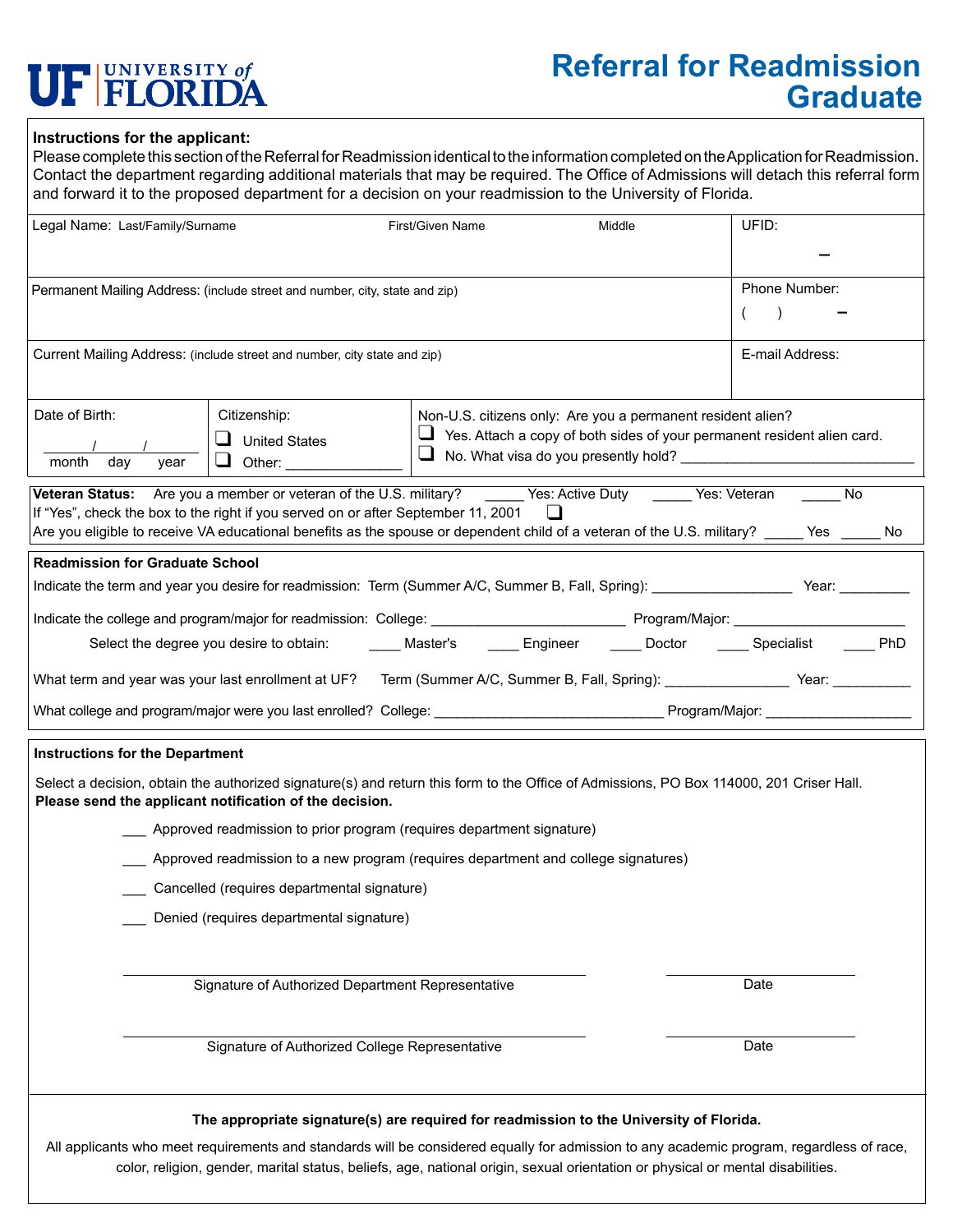UF | UNIVERSITY of FLORIDA

# Referral for Readmission Graduate

**Instructions for the applicant:**

Please complete this section of the Referral for Readmission identical to the information completed on the Application for Readmission. Contact the department regarding additional materials that may be required. The Office of Admissions will detach this referral form and forward it to the proposed department for a decision on your readmission to the University of Florida.

| | |
|---|---|
| Legal Name: Last/Family/Surname First/Given Name Middle | UFID: – |
| Permanent Mailing Address: (include street and number, city, state and zip) | Phone Number: ( ) – |
| Current Mailing Address: (include street and number, city state and zip) | E-mail Address: |

| | | |
|---|---|---|
| Date of Birth: ___/___/___ month day year | Citizenship: ❑ United States ❑ Other: ______________ | Non-U.S. citizens only: Are you a permanent resident alien? ❑ Yes. Attach a copy of both sides of your permanent resident alien card. ❑ No. What visa do you presently hold? ______________________________ |

**Veteran Status:** Are you a member or veteran of the U.S. military? _____ Yes: Active Duty _____ Yes: Veteran _____ No
If "Yes", check the box to the right if you served on or after September 11, 2001 ❑
Are you eligible to receive VA educational benefits as the spouse or dependent child of a veteran of the U.S. military? _____ Yes _____ No

**Readmission for Graduate School**

Indicate the term and year you desire for readmission: Term (Summer A/C, Summer B, Fall, Spring): __________________ Year: _________

Indicate the college and program/major for readmission: College: ________________________ Program/Major: ______________________

Select the degree you desire to obtain: ____ Master's ____ Engineer ____ Doctor ____ Specialist ____ PhD

What term and year was your last enrollment at UF? Term (Summer A/C, Summer B, Fall, Spring): ________________ Year: __________

What college and program/major were you last enrolled? College: _____________________________ Program/Major: __________________

**Instructions for the Department**

Select a decision, obtain the authorized signature(s) and return this form to the Office of Admissions, PO Box 114000, 201 Criser Hall.
**Please send the applicant notification of the decision.**

___ Approved readmission to prior program (requires department signature)

___ Approved readmission to a new program (requires department and college signatures)

___ Cancelled (requires departmental signature)

___ Denied (requires departmental signature)

_______________________________________________ _______________

Signature of Authorized Department Representative Date

_______________________________________________ _______________

Signature of Authorized College Representative Date

**The appropriate signature(s) are required for readmission to the University of Florida.**

All applicants who meet requirements and standards will be considered equally for admission to any academic program, regardless of race, color, religion, gender, marital status, beliefs, age, national origin, sexual orientation or physical or mental disabilities.